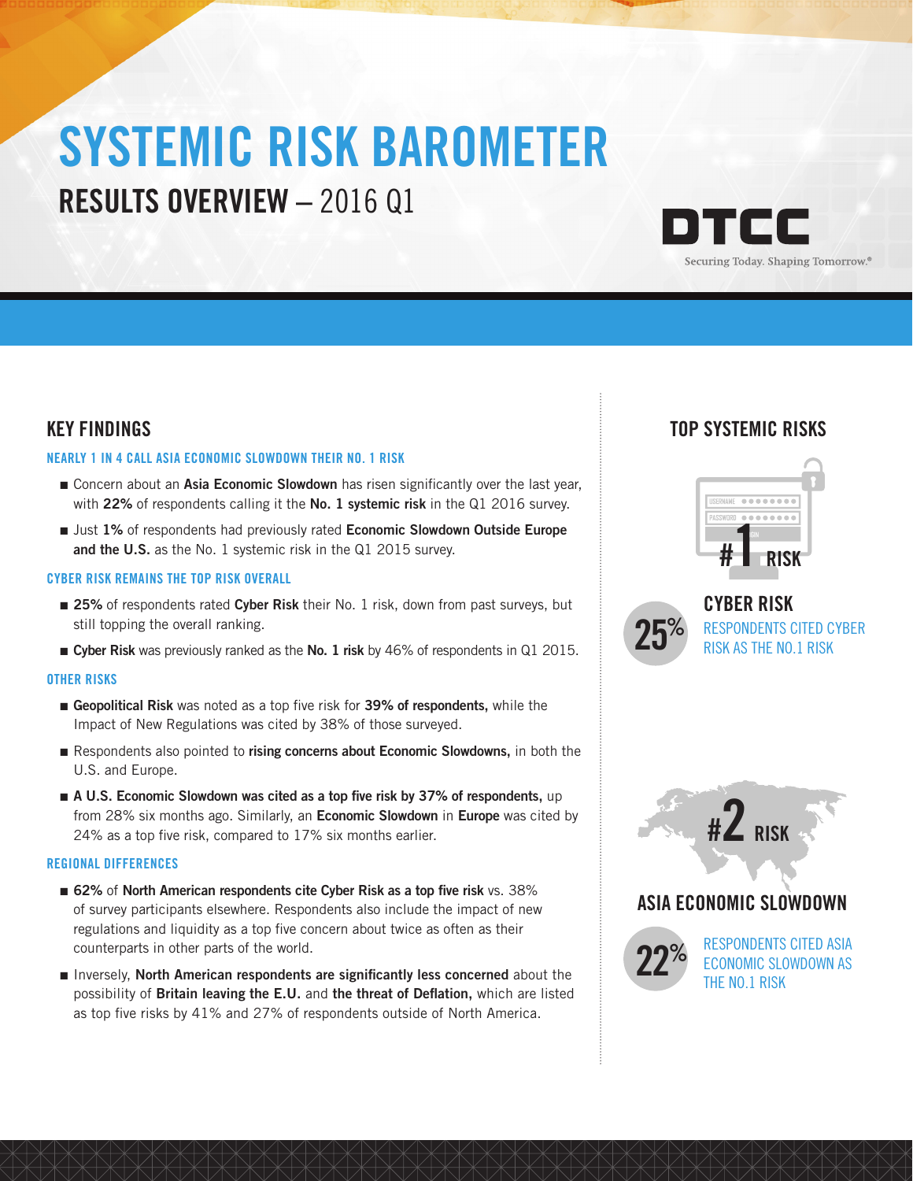# SYSTEMIC RISK BAROMETER

## RESULTS OVERVIEW – 2016 Q1

DTCC

Securing Today. Shaping Tomorrow.®

## KEY FINDINGS

### NEARLY 1 IN 4 CALL ASIA ECONOMIC SLOWDOWN THEIR NO. 1 RISK

- Concern about an **Asia Economic Slowdown** has risen significantly over the last year, with **22%** of respondents calling it the **No. 1 systemic risk** in the Q1 2016 survey.
- Just **1%** of respondents had previously rated **Economic Slowdown Outside Europe and the U.S.** as the No. 1 systemic risk in the Q1 2015 survey.

### CYBER RISK REMAINS THE TOP RISK OVERALL

- **25%** of respondents rated **Cyber Risk** their No. 1 risk, down from past surveys, but still topping the overall ranking.
- **Cyber Risk** was previously ranked as the **No. 1 risk** by 46% of respondents in Q1 2015.

### OTHER RISKS

- **Geopolitical Risk** was noted as a top five risk for **39% of respondents,** while the Impact of New Regulations was cited by 38% of those surveyed.
- Respondents also pointed to **rising concerns about Economic Slowdowns,** in both the U.S. and Europe.
- **A U.S. Economic Slowdown was cited as a top five risk by 37% of respondents,** up from 28% six months ago. Similarly, an **Economic Slowdown** in **Europe** was cited by 24% as a top five risk, compared to 17% six months earlier.

### REGIONAL DIFFERENCES

- **62%** of **North American respondents cite Cyber Risk as a top five risk** vs. 38% of survey participants elsewhere. Respondents also include the impact of new regulations and liquidity as a top five concern about twice as often as their counterparts in other parts of the world.
- Inversely, **North American respondents are significantly less concerned** about the possibility of **Britain leaving the E.U.** and **the threat of Deflation,** which are listed as top five risks by 41% and 27% of respondents outside of North America.

## TOP SYSTEMIC RISKS

#1 RISK

### CYBER RISK

**25%** RESPONDENTS CITED CYBER RISK AS THE NO.1 RISK

#2 RISK

### ASIA ECONOMIC SLOWDOWN

**22%** RESPONDENTS CITED ASIA ECONOMIC SLOWDOWN AS THE NO.1 RISK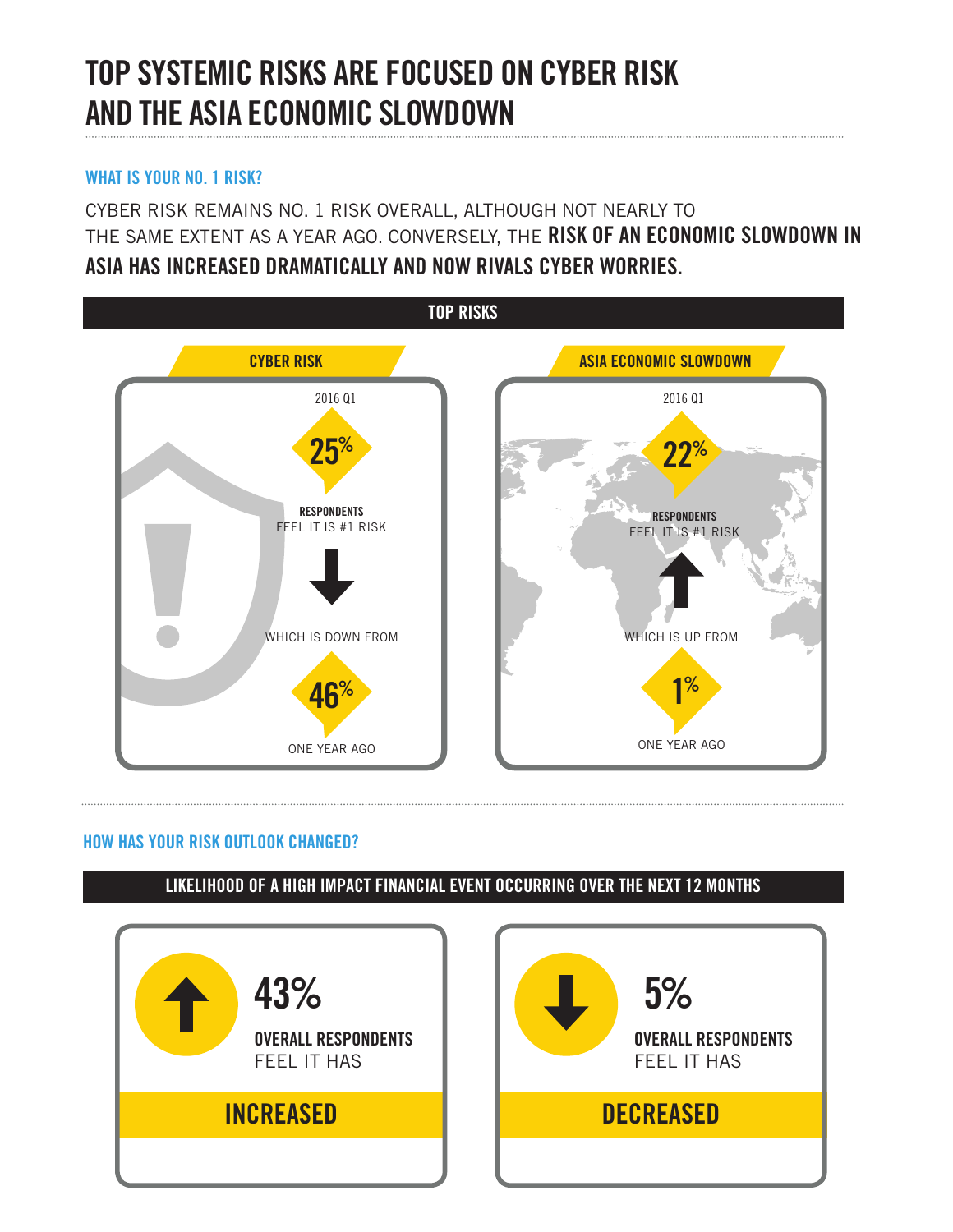# TOP SYSTEMIC RISKS ARE FOCUSED ON CYBER RISK AND THE ASIA ECONOMIC SLOWDOWN

## WHAT IS YOUR NO. 1 RISK?

CYBER RISK REMAINS NO. 1 RISK OVERALL, ALTHOUGH NOT NEARLY TO THE SAME EXTENT AS A YEAR AGO. CONVERSELY, THE **RISK OF AN ECONOMIC SLOWDOWN IN ASIA HAS INCREASED DRAMATICALLY AND NOW RIVALS CYBER WORRIES.**

### TOP RISKS

**CYBER RISK**

2016 Q1

25%

**RESPONDENTS** FEEL IT IS #1 RISK

WHICH IS DOWN FROM

46%

ONE YEAR AGO

**ASIA ECONOMIC SLOWDOWN**

2016 Q1

22%

**RESPONDENTS** FEEL IT IS #1 RISK

WHICH IS UP FROM

1%

ONE YEAR AGO

## HOW HAS YOUR RISK OUTLOOK CHANGED?

### LIKELIHOOD OF A HIGH IMPACT FINANCIAL EVENT OCCURRING OVER THE NEXT 12 MONTHS

43%

**OVERALL RESPONDENTS** FEEL IT HAS

**INCREASED**

5%

**OVERALL RESPONDENTS** FEEL IT HAS

**DECREASED**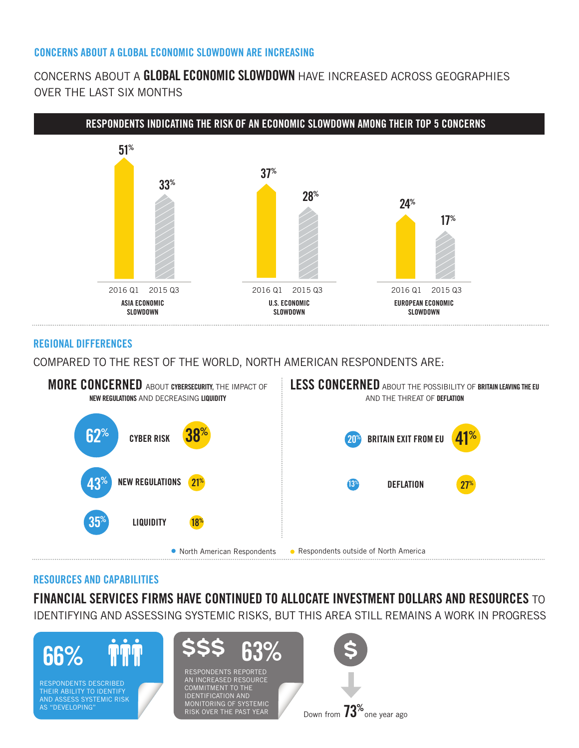## CONCERNS ABOUT A GLOBAL ECONOMIC SLOWDOWN ARE INCREASING

CONCERNS ABOUT A **GLOBAL ECONOMIC SLOWDOWN** HAVE INCREASED ACROSS GEOGRAPHIES OVER THE LAST SIX MONTHS

**RESPONDENTS INDICATING THE RISK OF AN ECONOMIC SLOWDOWN AMONG THEIR TOP 5 CONCERNS**

| | 2016 Q1 | 2015 Q3 |
|---|---|---|
| ASIA ECONOMIC SLOWDOWN | 51% | 33% |
| U.S. ECONOMIC SLOWDOWN | 37% | 28% |
| EUROPEAN ECONOMIC SLOWDOWN | 24% | 17% |

## REGIONAL DIFFERENCES

COMPARED TO THE REST OF THE WORLD, NORTH AMERICAN RESPONDENTS ARE:

**MORE CONCERNED** ABOUT **CYBERSECURITY**, THE IMPACT OF **NEW REGULATIONS** AND DECREASING **LIQUIDITY**

| | North American Respondents | Respondents outside of North America |
|---|---|---|
| CYBER RISK | 62% | 38% |
| NEW REGULATIONS | 43% | 21% |
| LIQUIDITY | 35% | 18% |

**LESS CONCERNED** ABOUT THE POSSIBILITY OF **BRITAIN LEAVING THE EU** AND THE THREAT OF **DEFLATION**

| | North American Respondents | Respondents outside of North America |
|---|---|---|
| BRITAIN EXIT FROM EU | 20% | 41% |
| DEFLATION | 13% | 27% |

## RESOURCES AND CAPABILITIES

**FINANCIAL SERVICES FIRMS HAVE CONTINUED TO ALLOCATE INVESTMENT DOLLARS AND RESOURCES** TO IDENTIFYING AND ASSESSING SYSTEMIC RISKS, BUT THIS AREA STILL REMAINS A WORK IN PROGRESS

**66%** RESPONDENTS DESCRIBED THEIR ABILITY TO IDENTIFY AND ASSESS SYSTEMIC RISK AS "DEVELOPING"

**$$$ 63%** RESPONDENTS REPORTED AN INCREASED RESOURCE COMMITMENT TO THE IDENTIFICATION AND MONITORING OF SYSTEMIC RISK OVER THE PAST YEAR

Down from **73%** one year ago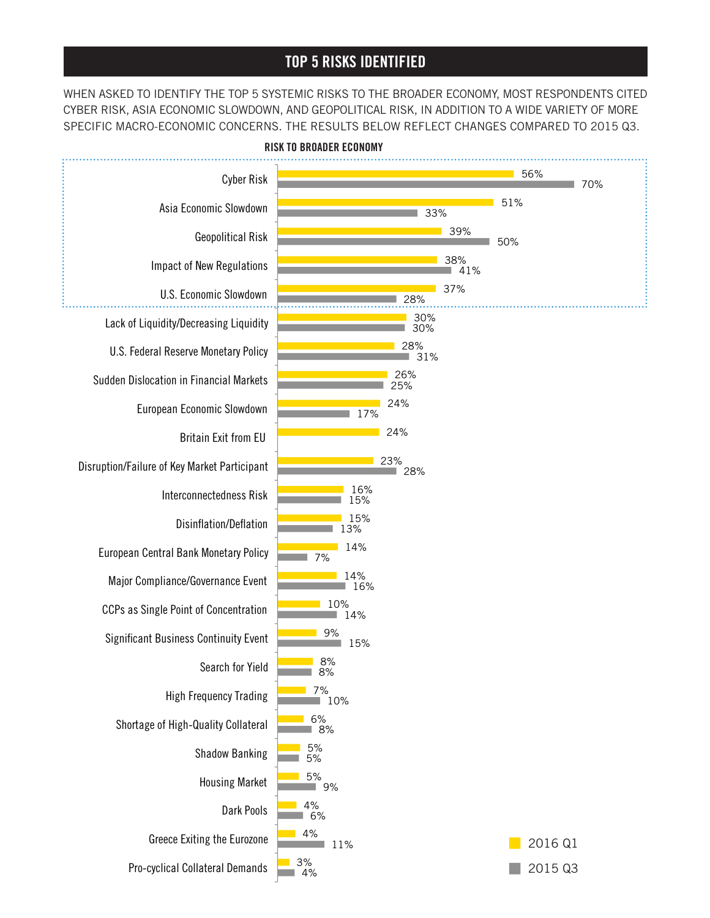## TOP 5 RISKS IDENTIFIED

WHEN ASKED TO IDENTIFY THE TOP 5 SYSTEMIC RISKS TO THE BROADER ECONOMY, MOST RESPONDENTS CITED CYBER RISK, ASIA ECONOMIC SLOWDOWN, AND GEOPOLITICAL RISK, IN ADDITION TO A WIDE VARIETY OF MORE SPECIFIC MACRO-ECONOMIC CONCERNS. THE RESULTS BELOW REFLECT CHANGES COMPARED TO 2015 Q3.

**RISK TO BROADER ECONOMY**

Cyber Risk 56% 70%
Asia Economic Slowdown 51% 33%
Geopolitical Risk 39% 50%
Impact of New Regulations 38% 41%
U.S. Economic Slowdown 37% 28%
Lack of Liquidity/Decreasing Liquidity 30% 30%
U.S. Federal Reserve Monetary Policy 28% 31%
Sudden Dislocation in Financial Markets 26% 25%
European Economic Slowdown 24% 17%
Britain Exit from EU 24%
Disruption/Failure of Key Market Participant 23% 28%
Interconnectedness Risk 16% 15%
Disinflation/Deflation 15% 13%
European Central Bank Monetary Policy 14% 7%
Major Compliance/Governance Event 14% 16%
CCPs as Single Point of Concentration 10% 14%
Significant Business Continuity Event 9% 15%
Search for Yield 8% 8%
High Frequency Trading 7% 10%
Shortage of High-Quality Collateral 6% 8%
Shadow Banking 5% 5%
Housing Market 5% 9%
Dark Pools 4% 6%
Greece Exiting the Eurozone 4% 11%
Pro-cyclical Collateral Demands 3% 4%

2016 Q1
2015 Q3